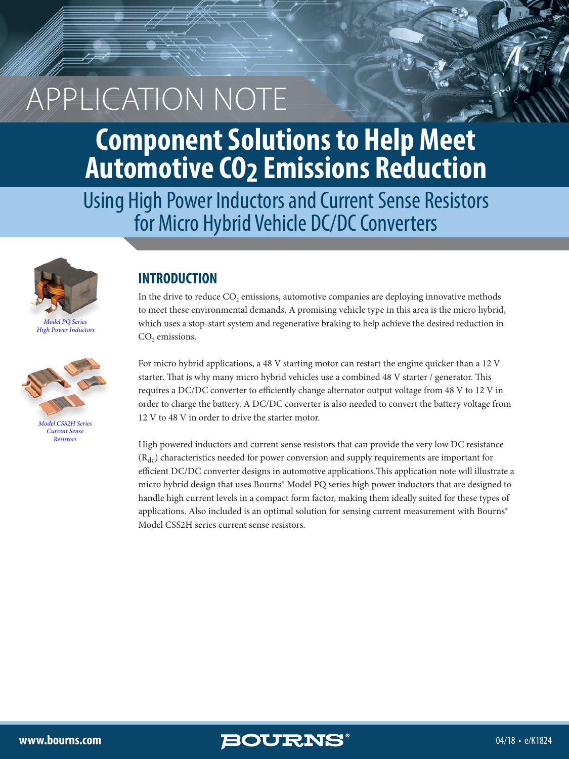# APPLICATION NOTE

# Component Solutions to Help Meet Automotive $CO_2$ Emissions Reduction

## Using High Power Inductors and Current Sense Resistors for Micro Hybrid Vehicle DC/DC Converters

*Model PQ Series High Power Inductors*

*Model CSS2H Series Current Sense Resistors*

## INTRODUCTION

In the drive to reduce $CO_2$ emissions, automotive companies are deploying innovative methods to meet these environmental demands. A promising vehicle type in this area is the micro hybrid, which uses a stop-start system and regenerative braking to help achieve the desired reduction in $CO_2$ emissions.

For micro hybrid applications, a 48 V starting motor can restart the engine quicker than a 12 V starter. That is why many micro hybrid vehicles use a combined 48 V starter / generator. This requires a DC/DC converter to efficiently change alternator output voltage from 48 V to 12 V in order to charge the battery. A DC/DC converter is also needed to convert the battery voltage from 12 V to 48 V in order to drive the starter motor.

High powered inductors and current sense resistors that can provide the very low DC resistance ($R_{dc}$) characteristics needed for power conversion and supply requirements are important for efficient DC/DC converter designs in automotive applications.This application note will illustrate a micro hybrid design that uses Bourns® Model PQ series high power inductors that are designed to handle high current levels in a compact form factor, making them ideally suited for these types of applications. Also included is an optimal solution for sensing current measurement with Bourns® Model CSS2H series current sense resistors.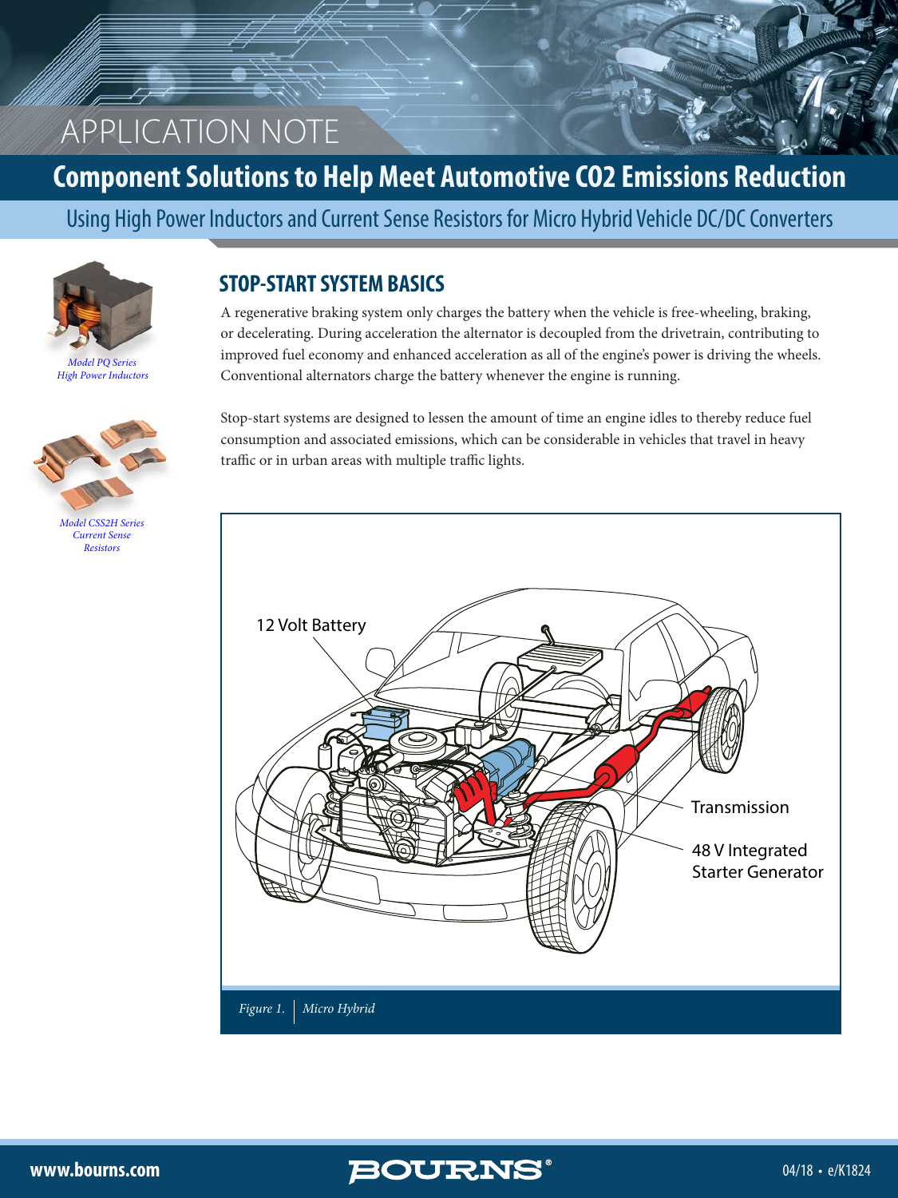APPLICATION NOTE

# Component Solutions to Help Meet Automotive CO2 Emissions Reduction

## Using High Power Inductors and Current Sense Resistors for Micro Hybrid Vehicle DC/DC Converters

*Model PQ Series High Power Inductors*

*Model CSS2H Series Current Sense Resistors*

### STOP-START SYSTEM BASICS

A regenerative braking system only charges the battery when the vehicle is free-wheeling, braking, or decelerating. During acceleration the alternator is decoupled from the drivetrain, contributing to improved fuel economy and enhanced acceleration as all of the engine's power is driving the wheels. Conventional alternators charge the battery whenever the engine is running.

Stop-start systems are designed to lessen the amount of time an engine idles to thereby reduce fuel consumption and associated emissions, which can be considerable in vehicles that travel in heavy traffic or in urban areas with multiple traffic lights.

12 Volt Battery

Transmission

48 V Integrated Starter Generator

*Figure 1. Micro Hybrid*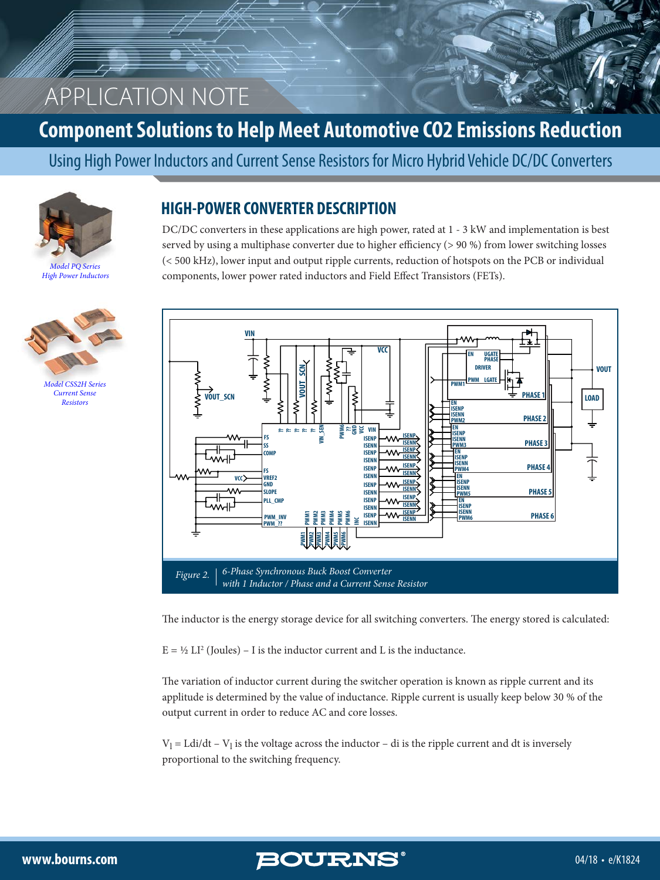# APPLICATION NOTE

## Component Solutions to Help Meet Automotive C02 Emissions Reduction

### Using High Power Inductors and Current Sense Resistors for Micro Hybrid Vehicle DC/DC Converters

*Model PQ Series High Power Inductors*

*Model CSS2H Series Current Sense Resistors*

### HIGH-POWER CONVERTER DESCRIPTION

DC/DC converters in these applications are high power, rated at 1 - 3 kW and implementation is best served by using a multiphase converter due to higher efficiency (> 90 %) from lower switching losses (< 500 kHz), lower input and output ripple currents, reduction of hotspots on the PCB or individual components, lower power rated inductors and Field Effect Transistors (FETs).

*Figure 2. 6-Phase Synchronous Buck Boost Converter with 1 Inductor / Phase and a Current Sense Resistor*

The inductor is the energy storage device for all switching converters. The energy stored is calculated:

$E = \frac{1}{2} LI^2$ (Joules) – I is the inductor current and L is the inductance.

The variation of inductor current during the switcher operation is known as ripple current and its applitude is determined by the value of inductance. Ripple current is usually keep below 30 % of the output current in order to reduce AC and core losses.

$V_l = Ldi/dt$ – $V_l$ is the voltage across the inductor – di is the ripple current and dt is inversely proportional to the switching frequency.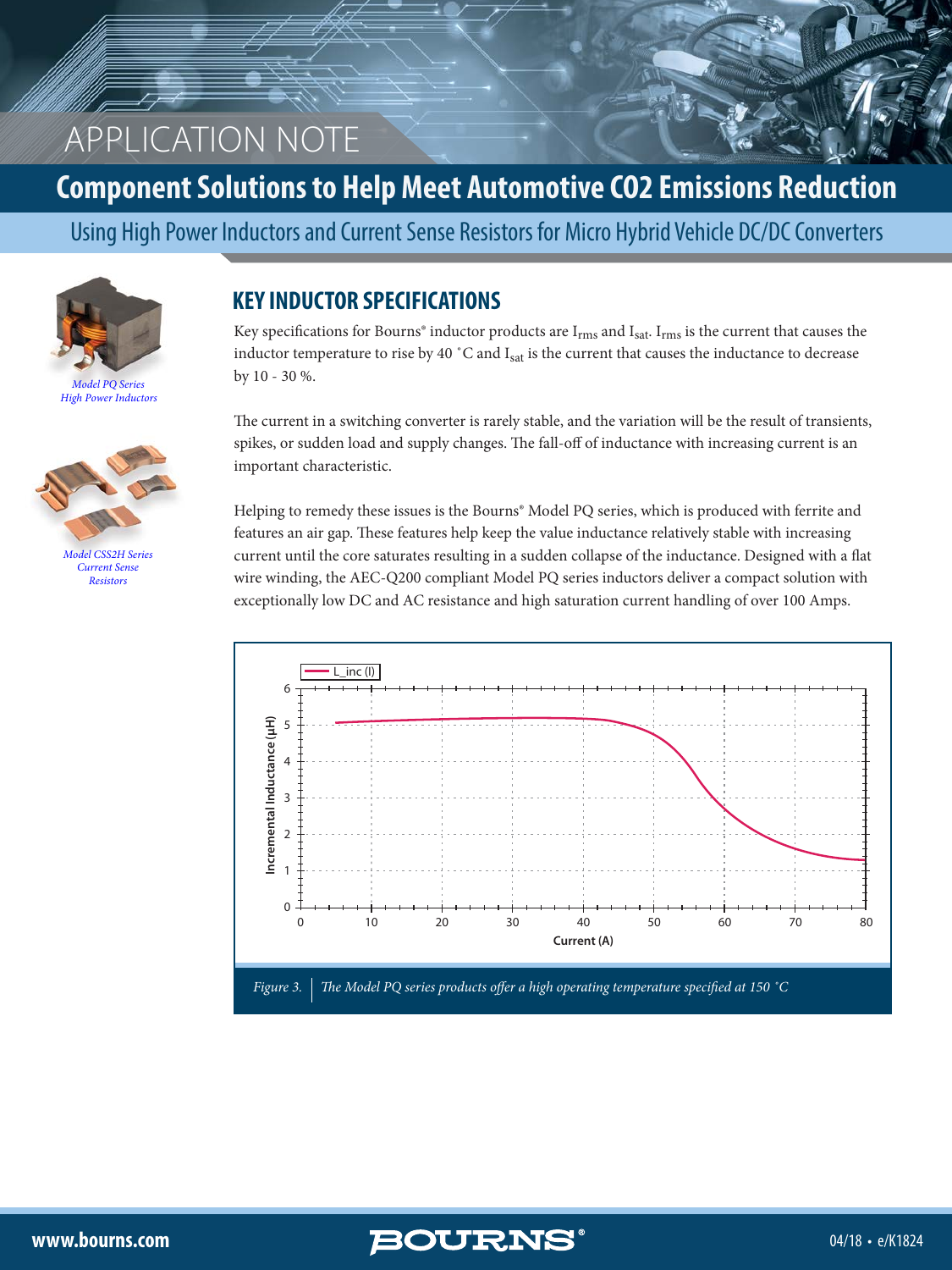## KEY INDUCTOR SPECIFICATIONS

Key specifications for Bourns® inductor products are $I_{rms}$ and $I_{sat}$. $I_{rms}$ is the current that causes the inductor temperature to rise by 40 °C and $I_{sat}$ is the current that causes the inductance to decrease by 10 - 30 %.

The current in a switching converter is rarely stable, and the variation will be the result of transients, spikes, or sudden load and supply changes. The fall-off of inductance with increasing current is an important characteristic.

Helping to remedy these issues is the Bourns® Model PQ series, which is produced with ferrite and features an air gap. These features help keep the value inductance relatively stable with increasing current until the core saturates resulting in a sudden collapse of the inductance. Designed with a flat wire winding, the AEC-Q200 compliant Model PQ series inductors deliver a compact solution with exceptionally low DC and AC resistance and high saturation current handling of over 100 Amps.

*Model PQ Series High Power Inductors*

*Model CSS2H Series Current Sense Resistors*

*Figure 3.* *The Model PQ series products offer a high operating temperature specified at 150 °C*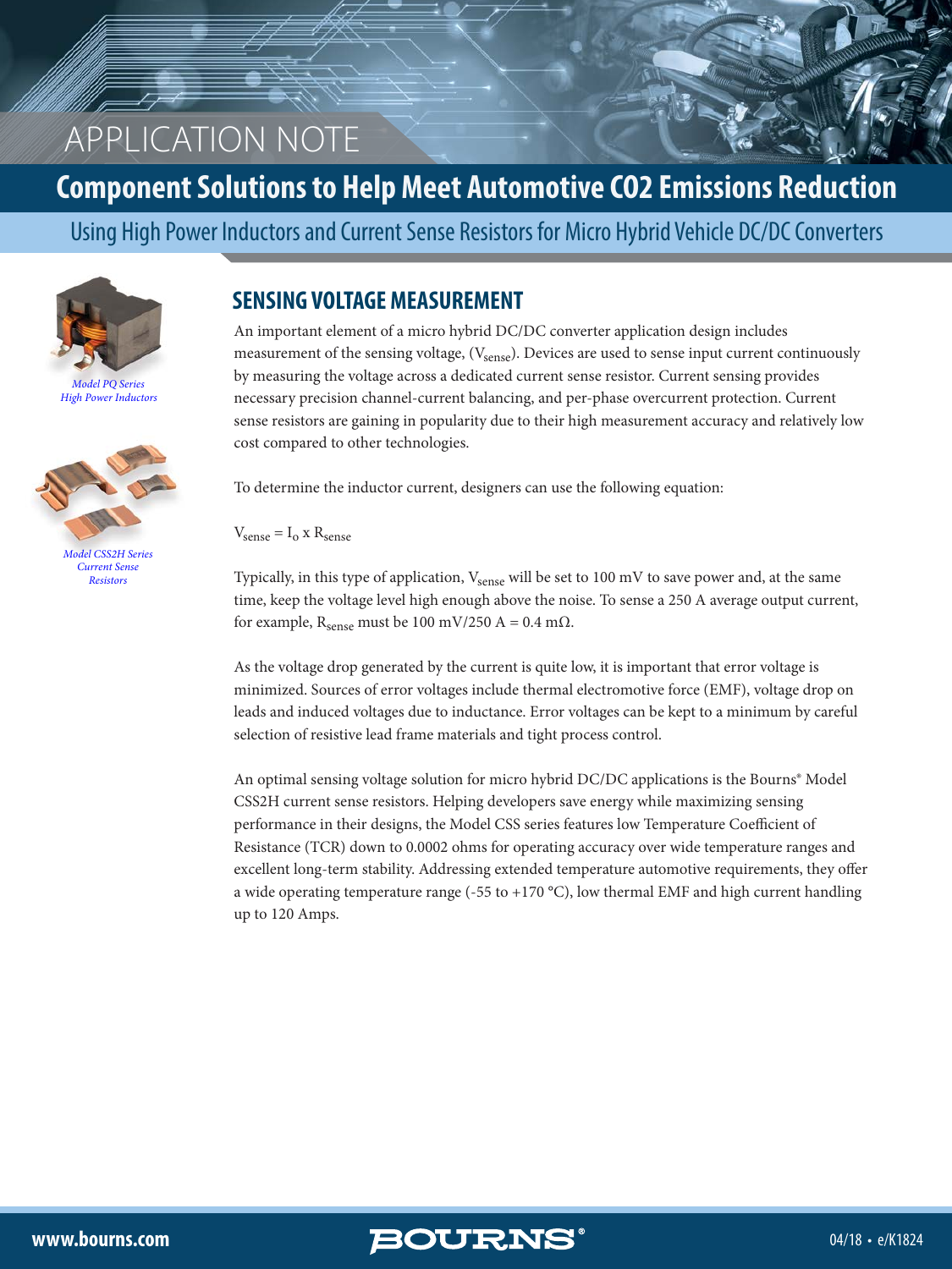# APPLICATION NOTE

## Component Solutions to Help Meet Automotive C02 Emissions Reduction

### Using High Power Inductors and Current Sense Resistors for Micro Hybrid Vehicle DC/DC Converters

*Model PQ Series High Power Inductors*

*Model CSS2H Series Current Sense Resistors*

## SENSING VOLTAGE MEASUREMENT

An important element of a micro hybrid DC/DC converter application design includes measurement of the sensing voltage, ($V_{sense}$). Devices are used to sense input current continuously by measuring the voltage across a dedicated current sense resistor. Current sensing provides necessary precision channel-current balancing, and per-phase overcurrent protection. Current sense resistors are gaining in popularity due to their high measurement accuracy and relatively low cost compared to other technologies.

To determine the inductor current, designers can use the following equation:

$$V_{sense} = I_O \times R_{sense}$$

Typically, in this type of application, $V_{sense}$ will be set to 100 mV to save power and, at the same time, keep the voltage level high enough above the noise. To sense a 250 A average output current, for example, $R_{sense}$ must be 100 mV/250 A = 0.4 mΩ.

As the voltage drop generated by the current is quite low, it is important that error voltage is minimized. Sources of error voltages include thermal electromotive force (EMF), voltage drop on leads and induced voltages due to inductance. Error voltages can be kept to a minimum by careful selection of resistive lead frame materials and tight process control.

An optimal sensing voltage solution for micro hybrid DC/DC applications is the Bourns® Model CSS2H current sense resistors. Helping developers save energy while maximizing sensing performance in their designs, the Model CSS series features low Temperature Coefficient of Resistance (TCR) down to 0.0002 ohms for operating accuracy over wide temperature ranges and excellent long-term stability. Addressing extended temperature automotive requirements, they offer a wide operating temperature range (-55 to +170 °C), low thermal EMF and high current handling up to 120 Amps.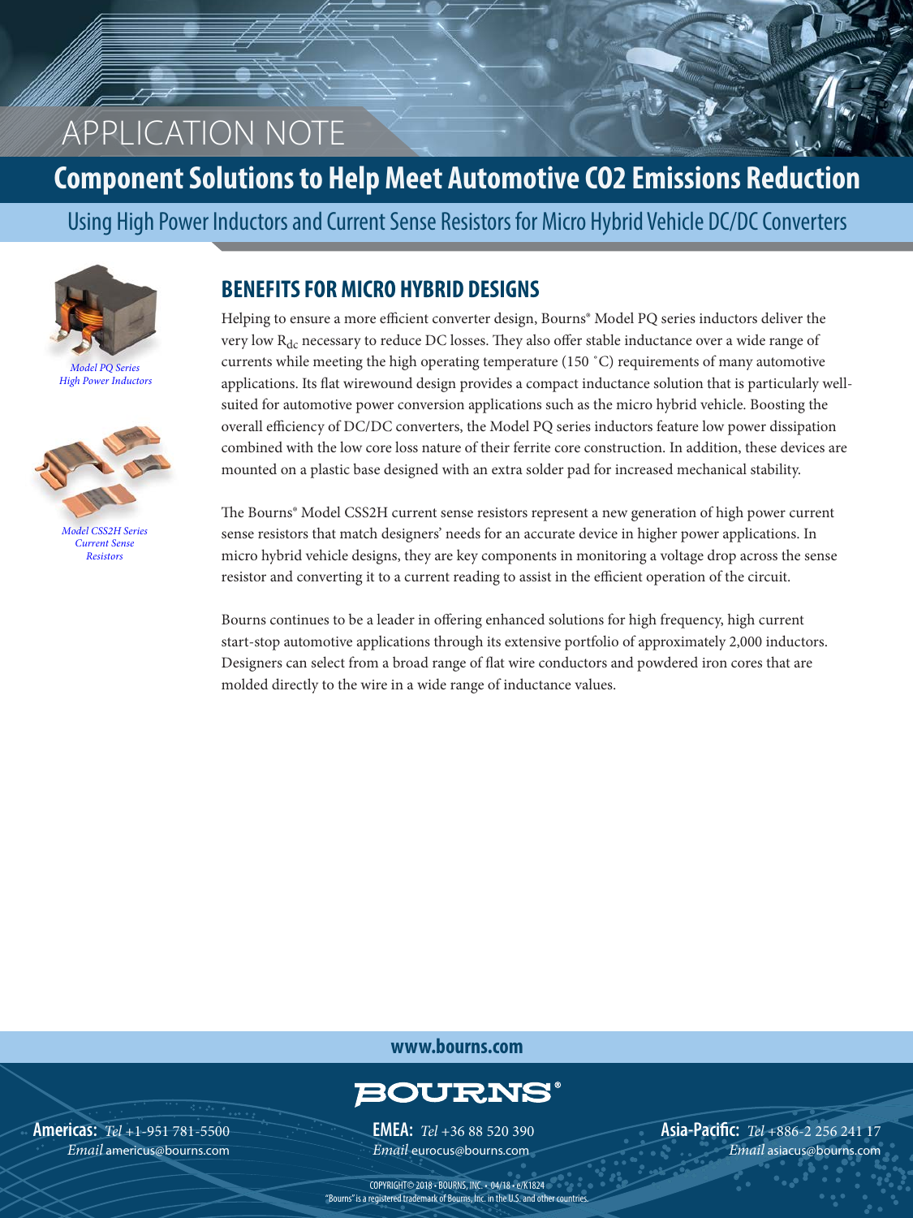# APPLICATION NOTE

## Component Solutions to Help Meet Automotive CO2 Emissions Reduction

Using High Power Inductors and Current Sense Resistors for Micro Hybrid Vehicle DC/DC Converters

*Model PQ Series High Power Inductors*

*Model CSS2H Series Current Sense Resistors*

### BENEFITS FOR MICRO HYBRID DESIGNS

Helping to ensure a more efficient converter design, Bourns® Model PQ series inductors deliver the very low $R_{dc}$ necessary to reduce DC losses. They also offer stable inductance over a wide range of currents while meeting the high operating temperature (150 °C) requirements of many automotive applications. Its flat wirewound design provides a compact inductance solution that is particularly well-suited for automotive power conversion applications such as the micro hybrid vehicle. Boosting the overall efficiency of DC/DC converters, the Model PQ series inductors feature low power dissipation combined with the low core loss nature of their ferrite core construction. In addition, these devices are mounted on a plastic base designed with an extra solder pad for increased mechanical stability.

The Bourns® Model CSS2H current sense resistors represent a new generation of high power current sense resistors that match designers' needs for an accurate device in higher power applications. In micro hybrid vehicle designs, they are key components in monitoring a voltage drop across the sense resistor and converting it to a current reading to assist in the efficient operation of the circuit.

Bourns continues to be a leader in offering enhanced solutions for high frequency, high current start-stop automotive applications through its extensive portfolio of approximately 2,000 inductors. Designers can select from a broad range of flat wire conductors and powdered iron cores that are molded directly to the wire in a wide range of inductance values.

**www.bourns.com**

BOURNS®

**Americas:** *Tel* +1-951 781-5500
*Email* americus@bourns.com

**EMEA:** *Tel* +36 88 520 390
*Email* eurocus@bourns.com

**Asia-Pacific:** *Tel* +886-2 256 241 17
*Email* asiacus@bourns.com

COPYRIGHT© 2018 • BOURNS, INC. • 04/18 • e/K1824
"Bourns" is a registered trademark of Bourns, Inc. in the U.S. and other countries.